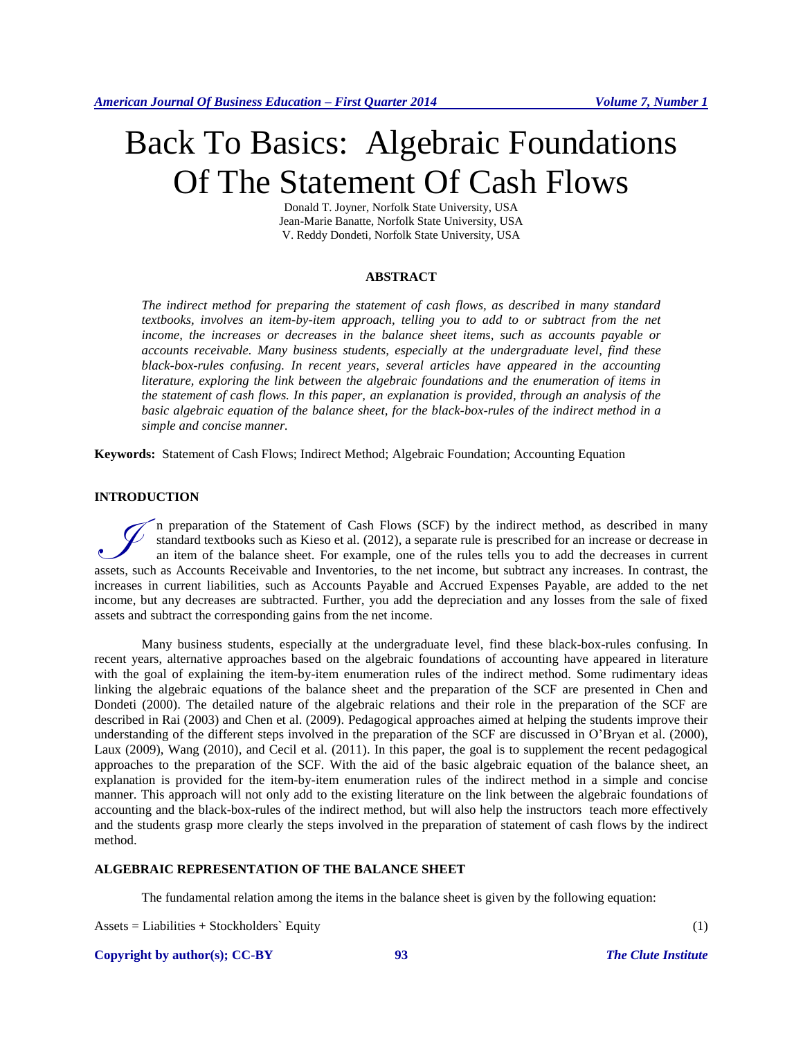# Back To Basics: Algebraic Foundations Of The Statement Of Cash Flows

Donald T. Joyner, Norfolk State University, USA
Jean-Marie Banatte, Norfolk State University, USA
V. Reddy Dondeti, Norfolk State University, USA

## ABSTRACT

*The indirect method for preparing the statement of cash flows, as described in many standard textbooks, involves an item-by-item approach, telling you to add to or subtract from the net income, the increases or decreases in the balance sheet items, such as accounts payable or accounts receivable. Many business students, especially at the undergraduate level, find these black-box-rules confusing. In recent years, several articles have appeared in the accounting literature, exploring the link between the algebraic foundations and the enumeration of items in the statement of cash flows. In this paper, an explanation is provided, through an analysis of the basic algebraic equation of the balance sheet, for the black-box-rules of the indirect method in a simple and concise manner.*

**Keywords:** Statement of Cash Flows; Indirect Method; Algebraic Foundation; Accounting Equation

## INTRODUCTION

In preparation of the Statement of Cash Flows (SCF) by the indirect method, as described in many standard textbooks such as Kieso et al. (2012), a separate rule is prescribed for an increase or decrease in an item of the balance sheet. For example, one of the rules tells you to add the decreases in current assets, such as Accounts Receivable and Inventories, to the net income, but subtract any increases. In contrast, the increases in current liabilities, such as Accounts Payable and Accrued Expenses Payable, are added to the net income, but any decreases are subtracted. Further, you add the depreciation and any losses from the sale of fixed assets and subtract the corresponding gains from the net income.

Many business students, especially at the undergraduate level, find these black-box-rules confusing. In recent years, alternative approaches based on the algebraic foundations of accounting have appeared in literature with the goal of explaining the item-by-item enumeration rules of the indirect method. Some rudimentary ideas linking the algebraic equations of the balance sheet and the preparation of the SCF are presented in Chen and Dondeti (2000). The detailed nature of the algebraic relations and their role in the preparation of the SCF are described in Rai (2003) and Chen et al. (2009). Pedagogical approaches aimed at helping the students improve their understanding of the different steps involved in the preparation of the SCF are discussed in O'Bryan et al. (2000), Laux (2009), Wang (2010), and Cecil et al. (2011). In this paper, the goal is to supplement the recent pedagogical approaches to the preparation of the SCF. With the aid of the basic algebraic equation of the balance sheet, an explanation is provided for the item-by-item enumeration rules of the indirect method in a simple and concise manner. This approach will not only add to the existing literature on the link between the algebraic foundations of accounting and the black-box-rules of the indirect method, but will also help the instructors teach more effectively and the students grasp more clearly the steps involved in the preparation of statement of cash flows by the indirect method.

## ALGEBRAIC REPRESENTATION OF THE BALANCE SHEET

The fundamental relation among the items in the balance sheet is given by the following equation:

$$\text{Assets} = \text{Liabilities} + \text{Stockholders' Equity} \tag{1}$$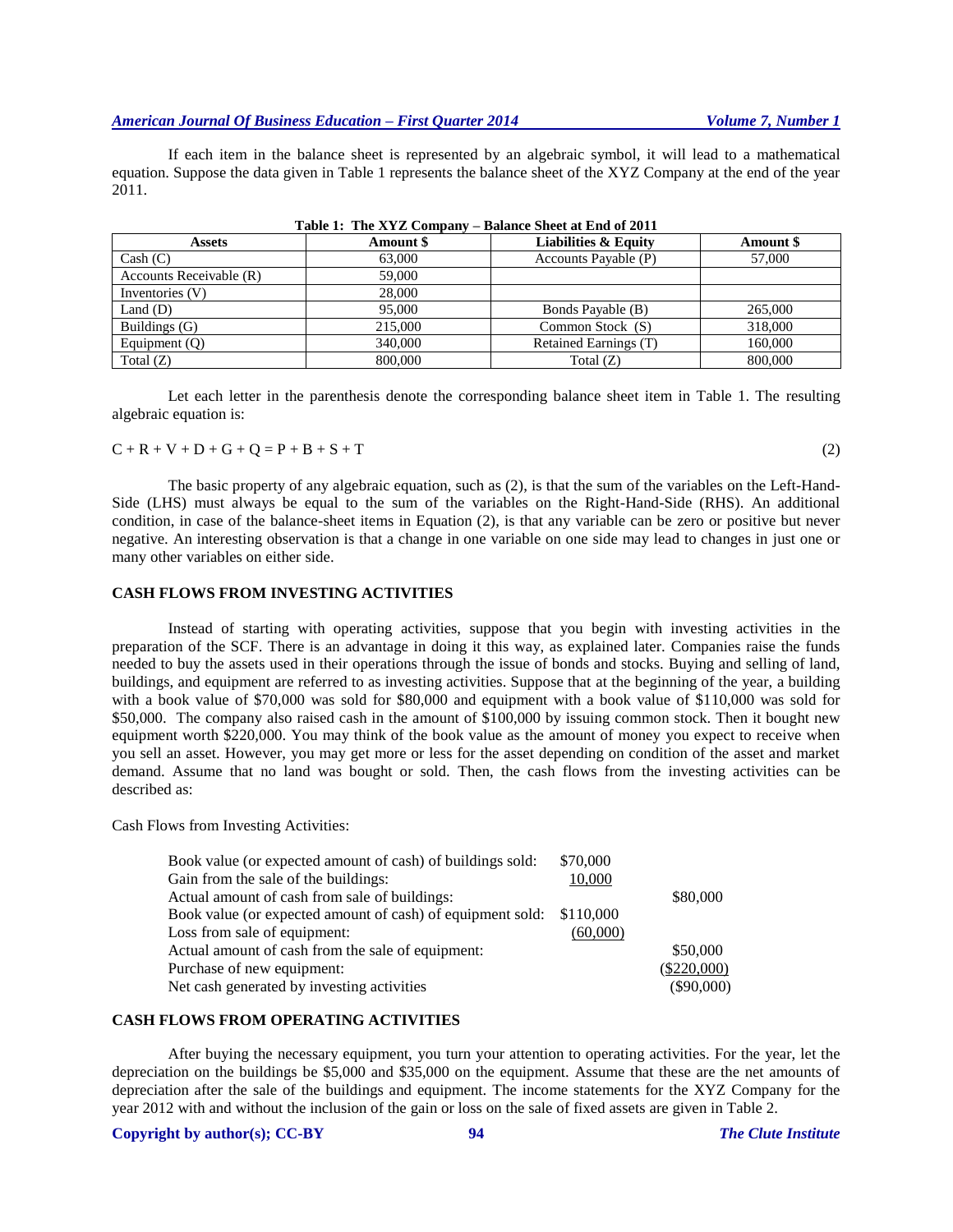If each item in the balance sheet is represented by an algebraic symbol, it will lead to a mathematical equation. Suppose the data given in Table 1 represents the balance sheet of the XYZ Company at the end of the year 2011.

**Table 1: The XYZ Company – Balance Sheet at End of 2011**

| Assets | Amount $ | Liabilities & Equity | Amount $ |
|---|---|---|---|
| Cash (C) | 63,000 | Accounts Payable (P) | 57,000 |
| Accounts Receivable (R) | 59,000 | | |
| Inventories (V) | 28,000 | | |
| Land (D) | 95,000 | Bonds Payable (B) | 265,000 |
| Buildings (G) | 215,000 | Common Stock (S) | 318,000 |
| Equipment (Q) | 340,000 | Retained Earnings (T) | 160,000 |
| Total (Z) | 800,000 | Total (Z) | 800,000 |

Let each letter in the parenthesis denote the corresponding balance sheet item in Table 1. The resulting algebraic equation is:

$$C + R + V + D + G + Q = P + B + S + T \tag{2}$$

The basic property of any algebraic equation, such as (2), is that the sum of the variables on the Left-Hand-Side (LHS) must always be equal to the sum of the variables on the Right-Hand-Side (RHS). An additional condition, in case of the balance-sheet items in Equation (2), is that any variable can be zero or positive but never negative. An interesting observation is that a change in one variable on one side may lead to changes in just one or many other variables on either side.

## CASH FLOWS FROM INVESTING ACTIVITIES

Instead of starting with operating activities, suppose that you begin with investing activities in the preparation of the SCF. There is an advantage in doing it this way, as explained later. Companies raise the funds needed to buy the assets used in their operations through the issue of bonds and stocks. Buying and selling of land, buildings, and equipment are referred to as investing activities. Suppose that at the beginning of the year, a building with a book value of $70,000 was sold for $80,000 and equipment with a book value of $110,000 was sold for $50,000. The company also raised cash in the amount of $100,000 by issuing common stock. Then it bought new equipment worth $220,000. You may think of the book value as the amount of money you expect to receive when you sell an asset. However, you may get more or less for the asset depending on condition of the asset and market demand. Assume that no land was bought or sold. Then, the cash flows from the investing activities can be described as:

Cash Flows from Investing Activities:

| | | |
|---|---|---|
| Book value (or expected amount of cash) of buildings sold: | $70,000 | |
| Gain from the sale of the buildings: | 10,000 | |
| Actual amount of cash from sale of buildings: | | $80,000 |
| Book value (or expected amount of cash) of equipment sold: | $110,000 | |
| Loss from sale of equipment: | (60,000) | |
| Actual amount of cash from the sale of equipment: | | $50,000 |
| Purchase of new equipment: | | ($220,000) |
| Net cash generated by investing activities | | ($90,000) |

## CASH FLOWS FROM OPERATING ACTIVITIES

After buying the necessary equipment, you turn your attention to operating activities. For the year, let the depreciation on the buildings be $5,000 and $35,000 on the equipment. Assume that these are the net amounts of depreciation after the sale of the buildings and equipment. The income statements for the XYZ Company for the year 2012 with and without the inclusion of the gain or loss on the sale of fixed assets are given in Table 2.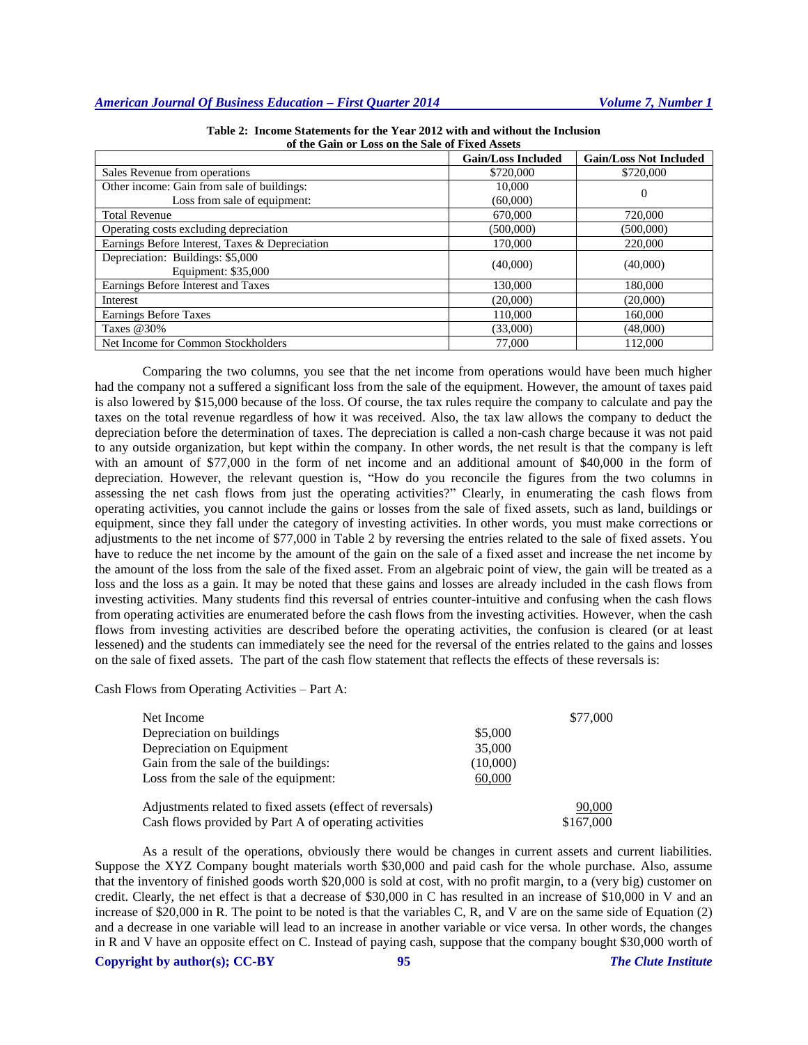**Table 2: Income Statements for the Year 2012 with and without the Inclusion of the Gain or Loss on the Sale of Fixed Assets**

| | Gain/Loss Included | Gain/Loss Not Included |
|---|---|---|
| Sales Revenue from operations | $720,000 | $720,000 |
| Other income: Gain from sale of buildings:<br>Loss from sale of equipment: | 10,000<br>(60,000) | 0 |
| Total Revenue | 670,000 | 720,000 |
| Operating costs excluding depreciation | (500,000) | (500,000) |
| Earnings Before Interest, Taxes & Depreciation | 170,000 | 220,000 |
| Depreciation: Buildings: $5,000<br>Equipment: $35,000 | (40,000) | (40,000) |
| Earnings Before Interest and Taxes | 130,000 | 180,000 |
| Interest | (20,000) | (20,000) |
| Earnings Before Taxes | 110,000 | 160,000 |
| Taxes @30% | (33,000) | (48,000) |
| Net Income for Common Stockholders | 77,000 | 112,000 |

Comparing the two columns, you see that the net income from operations would have been much higher had the company not a suffered a significant loss from the sale of the equipment. However, the amount of taxes paid is also lowered by $15,000 because of the loss. Of course, the tax rules require the company to calculate and pay the taxes on the total revenue regardless of how it was received. Also, the tax law allows the company to deduct the depreciation before the determination of taxes. The depreciation is called a non-cash charge because it was not paid to any outside organization, but kept within the company. In other words, the net result is that the company is left with an amount of $77,000 in the form of net income and an additional amount of $40,000 in the form of depreciation. However, the relevant question is, "How do you reconcile the figures from the two columns in assessing the net cash flows from just the operating activities?" Clearly, in enumerating the cash flows from operating activities, you cannot include the gains or losses from the sale of fixed assets, such as land, buildings or equipment, since they fall under the category of investing activities. In other words, you must make corrections or adjustments to the net income of $77,000 in Table 2 by reversing the entries related to the sale of fixed assets. You have to reduce the net income by the amount of the gain on the sale of a fixed asset and increase the net income by the amount of the loss from the sale of the fixed asset. From an algebraic point of view, the gain will be treated as a loss and the loss as a gain. It may be noted that these gains and losses are already included in the cash flows from investing activities. Many students find this reversal of entries counter-intuitive and confusing when the cash flows from operating activities are enumerated before the cash flows from the investing activities. However, when the cash flows from investing activities are described before the operating activities, the confusion is cleared (or at least lessened) and the students can immediately see the need for the reversal of the entries related to the gains and losses on the sale of fixed assets. The part of the cash flow statement that reflects the effects of these reversals is:

Cash Flows from Operating Activities – Part A:

| | | |
|---|---|---|
| Net Income | | $77,000 |
| Depreciation on buildings | $5,000 | |
| Depreciation on Equipment | 35,000 | |
| Gain from the sale of the buildings: | (10,000) | |
| Loss from the sale of the equipment: | 60,000 | |
| Adjustments related to fixed assets (effect of reversals) | | 90,000 |
| Cash flows provided by Part A of operating activities | | $167,000 |

As a result of the operations, obviously there would be changes in current assets and current liabilities. Suppose the XYZ Company bought materials worth $30,000 and paid cash for the whole purchase. Also, assume that the inventory of finished goods worth $20,000 is sold at cost, with no profit margin, to a (very big) customer on credit. Clearly, the net effect is that a decrease of $30,000 in C has resulted in an increase of $10,000 in V and an increase of $20,000 in R. The point to be noted is that the variables C, R, and V are on the same side of Equation (2) and a decrease in one variable will lead to an increase in another variable or vice versa. In other words, the changes in R and V have an opposite effect on C. Instead of paying cash, suppose that the company bought $30,000 worth of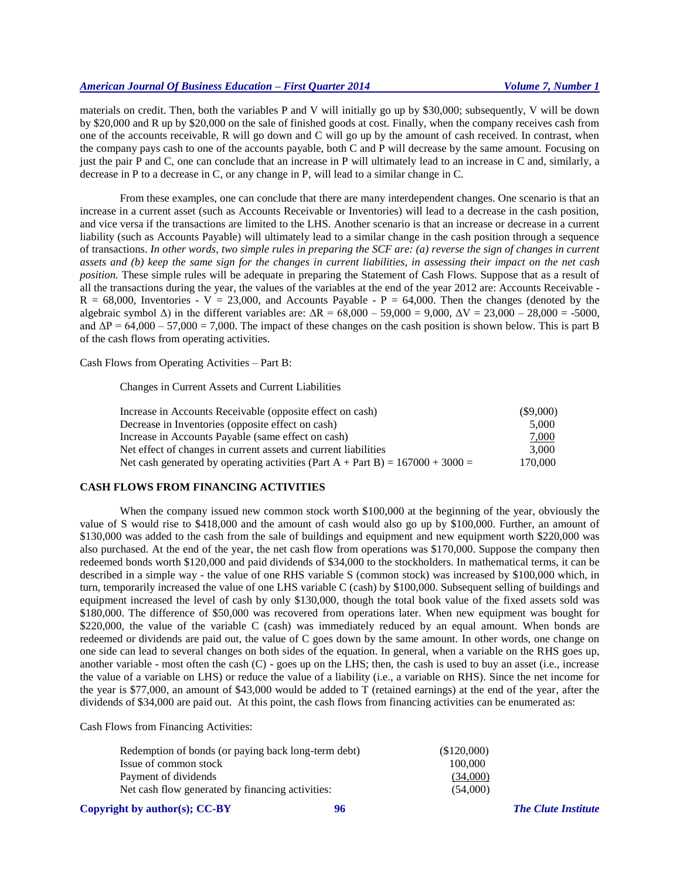materials on credit. Then, both the variables P and V will initially go up by \$30,000; subsequently, V will be down by \$20,000 and R up by \$20,000 on the sale of finished goods at cost. Finally, when the company receives cash from one of the accounts receivable, R will go down and C will go up by the amount of cash received. In contrast, when the company pays cash to one of the accounts payable, both C and P will decrease by the same amount. Focusing on just the pair P and C, one can conclude that an increase in P will ultimately lead to an increase in C and, similarly, a decrease in P to a decrease in C, or any change in P, will lead to a similar change in C.

From these examples, one can conclude that there are many interdependent changes. One scenario is that an increase in a current asset (such as Accounts Receivable or Inventories) will lead to a decrease in the cash position, and vice versa if the transactions are limited to the LHS. Another scenario is that an increase or decrease in a current liability (such as Accounts Payable) will ultimately lead to a similar change in the cash position through a sequence of transactions. *In other words, two simple rules in preparing the SCF are: (a) reverse the sign of changes in current assets and (b) keep the same sign for the changes in current liabilities, in assessing their impact on the net cash position.* These simple rules will be adequate in preparing the Statement of Cash Flows. Suppose that as a result of all the transactions during the year, the values of the variables at the end of the year 2012 are: Accounts Receivable - R = 68,000, Inventories - V = 23,000, and Accounts Payable - P = 64,000. Then the changes (denoted by the algebraic symbol $\Delta$) in the different variables are: $\Delta R = 68{,}000 - 59{,}000 = 9{,}000$, $\Delta V = 23{,}000 - 28{,}000 = -5000$, and $\Delta P = 64{,}000 - 57{,}000 = 7{,}000$. The impact of these changes on the cash position is shown below. This is part B of the cash flows from operating activities.

Cash Flows from Operating Activities – Part B:

Changes in Current Assets and Current Liabilities

| | |
|---|---|
| Increase in Accounts Receivable (opposite effect on cash) | (\$9,000) |
| Decrease in Inventories (opposite effect on cash) | 5,000 |
| Increase in Accounts Payable (same effect on cash) | 7,000 |
| Net effect of changes in current assets and current liabilities | 3,000 |
| Net cash generated by operating activities (Part A + Part B) = 167000 + 3000 = | 170,000 |

## CASH FLOWS FROM FINANCING ACTIVITIES

When the company issued new common stock worth \$100,000 at the beginning of the year, obviously the value of S would rise to \$418,000 and the amount of cash would also go up by \$100,000. Further, an amount of \$130,000 was added to the cash from the sale of buildings and equipment and new equipment worth \$220,000 was also purchased. At the end of the year, the net cash flow from operations was \$170,000. Suppose the company then redeemed bonds worth \$120,000 and paid dividends of \$34,000 to the stockholders. In mathematical terms, it can be described in a simple way - the value of one RHS variable S (common stock) was increased by \$100,000 which, in turn, temporarily increased the value of one LHS variable C (cash) by \$100,000. Subsequent selling of buildings and equipment increased the level of cash by only \$130,000, though the total book value of the fixed assets sold was \$180,000. The difference of \$50,000 was recovered from operations later. When new equipment was bought for \$220,000, the value of the variable C (cash) was immediately reduced by an equal amount. When bonds are redeemed or dividends are paid out, the value of C goes down by the same amount. In other words, one change on one side can lead to several changes on both sides of the equation. In general, when a variable on the RHS goes up, another variable - most often the cash (C) - goes up on the LHS; then, the cash is used to buy an asset (i.e., increase the value of a variable on LHS) or reduce the value of a liability (i.e., a variable on RHS). Since the net income for the year is \$77,000, an amount of \$43,000 would be added to T (retained earnings) at the end of the year, after the dividends of \$34,000 are paid out. At this point, the cash flows from financing activities can be enumerated as:

Cash Flows from Financing Activities:

| | |
|---|---|
| Redemption of bonds (or paying back long-term debt) | (\$120,000) |
| Issue of common stock | 100,000 |
| Payment of dividends | (34,000) |
| Net cash flow generated by financing activities: | (54,000) |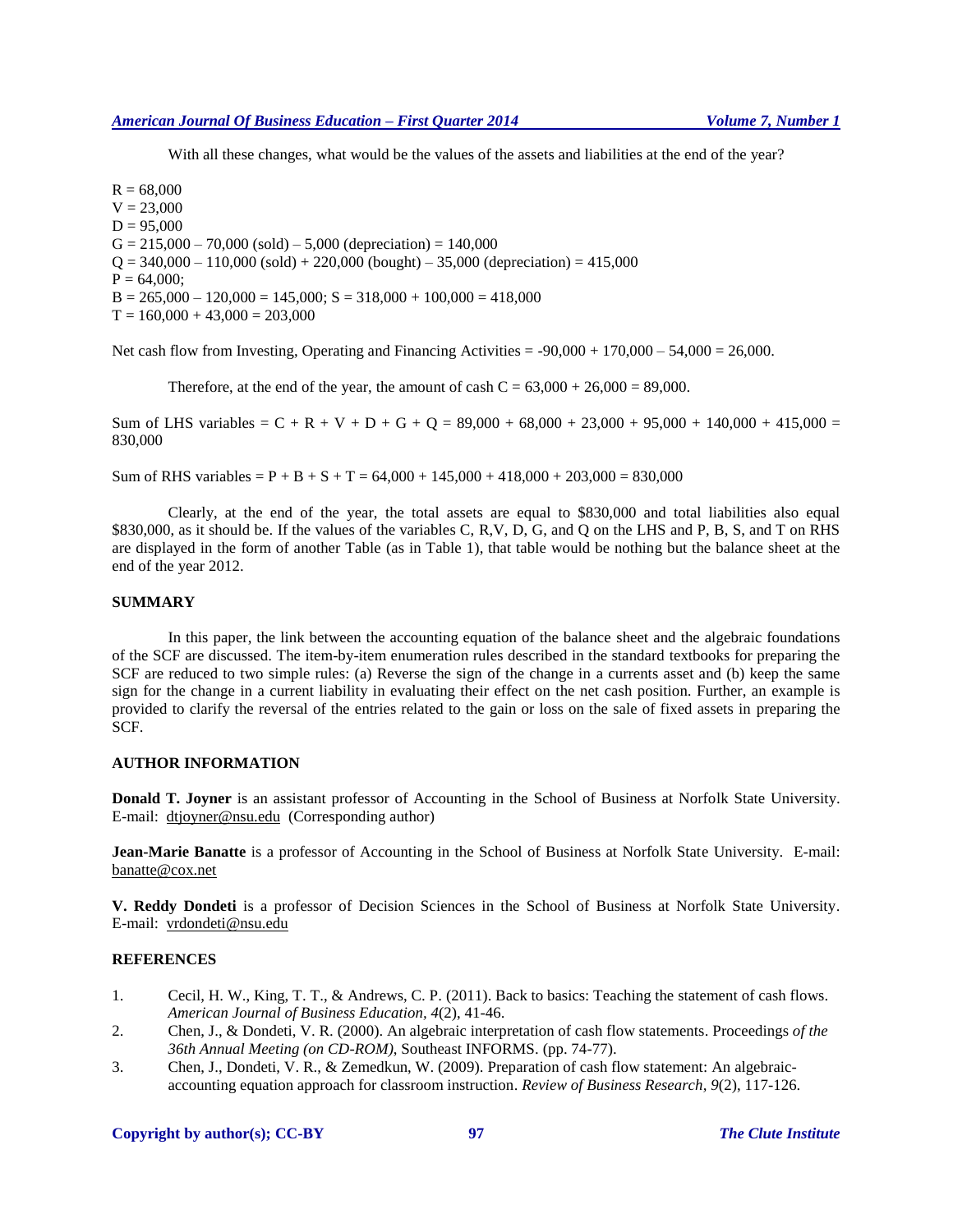With all these changes, what would be the values of the assets and liabilities at the end of the year?

$R = 68{,}000$  
$V = 23{,}000$  
$D = 95{,}000$  
$G = 215{,}000 - 70{,}000$ (sold) $- 5{,}000$ (depreciation) $= 140{,}000$  
$Q = 340{,}000 - 110{,}000$ (sold) $+ 220{,}000$ (bought) $- 35{,}000$ (depreciation) $= 415{,}000$  
$P = 64{,}000$;  
$B = 265{,}000 - 120{,}000 = 145{,}000$; $S = 318{,}000 + 100{,}000 = 418{,}000$  
$T = 160{,}000 + 43{,}000 = 203{,}000$

Net cash flow from Investing, Operating and Financing Activities $= -90{,}000 + 170{,}000 - 54{,}000 = 26{,}000$.

Therefore, at the end of the year, the amount of cash $C = 63{,}000 + 26{,}000 = 89{,}000$.

Sum of LHS variables $= C + R + V + D + G + Q = 89{,}000 + 68{,}000 + 23{,}000 + 95{,}000 + 140{,}000 + 415{,}000 = 830{,}000$

Sum of RHS variables $= P + B + S + T = 64{,}000 + 145{,}000 + 418{,}000 + 203{,}000 = 830{,}000$

Clearly, at the end of the year, the total assets are equal to \$830,000 and total liabilities also equal \$830,000, as it should be. If the values of the variables C, R, V, D, G, and Q on the LHS and P, B, S, and T on RHS are displayed in the form of another Table (as in Table 1), that table would be nothing but the balance sheet at the end of the year 2012.

## SUMMARY

In this paper, the link between the accounting equation of the balance sheet and the algebraic foundations of the SCF are discussed. The item-by-item enumeration rules described in the standard textbooks for preparing the SCF are reduced to two simple rules: (a) Reverse the sign of the change in a currents asset and (b) keep the same sign for the change in a current liability in evaluating their effect on the net cash position. Further, an example is provided to clarify the reversal of the entries related to the gain or loss on the sale of fixed assets in preparing the SCF.

## AUTHOR INFORMATION

**Donald T. Joyner** is an assistant professor of Accounting in the School of Business at Norfolk State University. E-mail: dtjoyner@nsu.edu (Corresponding author)

**Jean-Marie Banatte** is a professor of Accounting in the School of Business at Norfolk State University. E-mail: banatte@cox.net

**V. Reddy Dondeti** is a professor of Decision Sciences in the School of Business at Norfolk State University. E-mail: vrdondeti@nsu.edu

## REFERENCES

1. Cecil, H. W., King, T. T., & Andrews, C. P. (2011). Back to basics: Teaching the statement of cash flows. *American Journal of Business Education, 4*(2), 41-46.
2. Chen, J., & Dondeti, V. R. (2000). An algebraic interpretation of cash flow statements. Proceedings *of the 36th Annual Meeting (on CD-ROM)*, Southeast INFORMS. (pp. 74-77).
3. Chen, J., Dondeti, V. R., & Zemedkun, W. (2009). Preparation of cash flow statement: An algebraic-accounting equation approach for classroom instruction. *Review of Business Research, 9*(2), 117-126.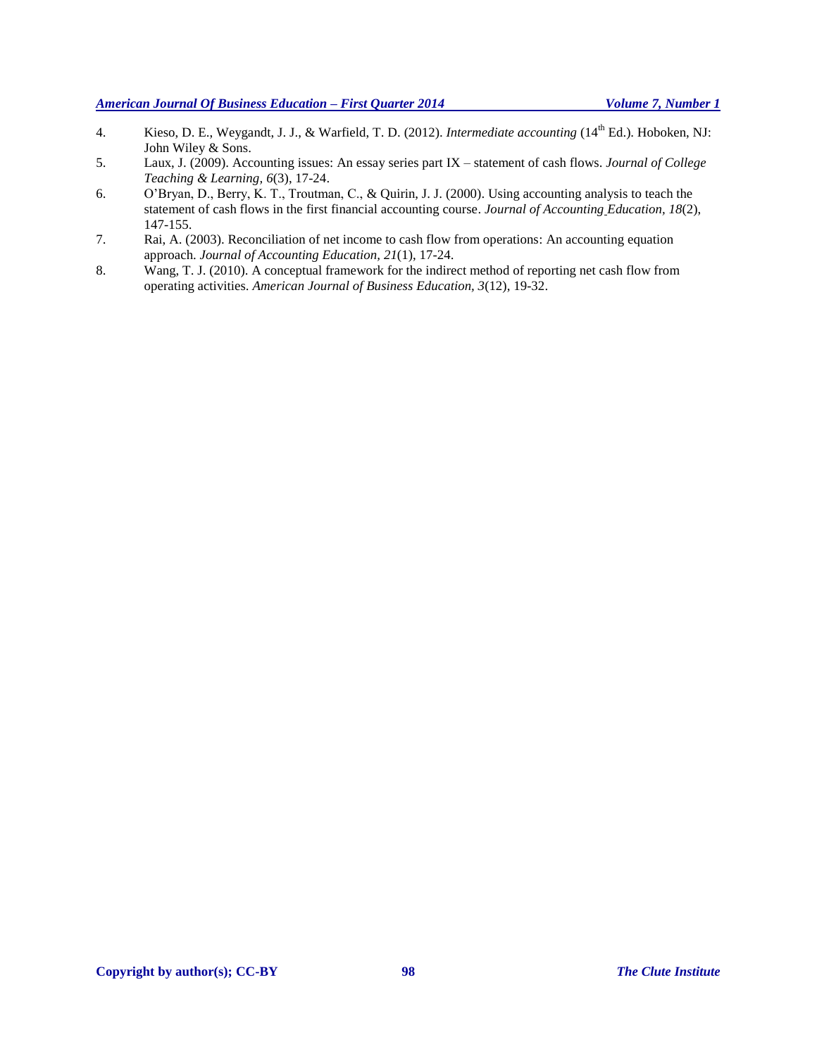4. Kieso, D. E., Weygandt, J. J., & Warfield, T. D. (2012). *Intermediate accounting* (14th Ed.). Hoboken, NJ: John Wiley & Sons.
5. Laux, J. (2009). Accounting issues: An essay series part IX – statement of cash flows. *Journal of College Teaching & Learning, 6*(3), 17-24.
6. O'Bryan, D., Berry, K. T., Troutman, C., & Quirin, J. J. (2000). Using accounting analysis to teach the statement of cash flows in the first financial accounting course. *Journal of Accounting Education, 18*(2), 147-155.
7. Rai, A. (2003). Reconciliation of net income to cash flow from operations: An accounting equation approach. *Journal of Accounting Education, 21*(1), 17-24.
8. Wang, T. J. (2010). A conceptual framework for the indirect method of reporting net cash flow from operating activities. *American Journal of Business Education, 3*(12), 19-32.